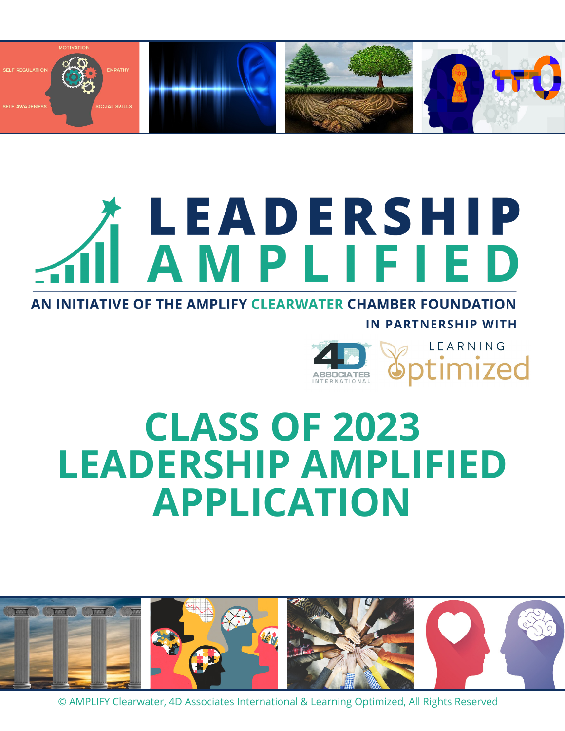# LEADERSHIP AMPLIFIED

**AN INITIATIVE OF THE AMPLIFY CLEARWATER CHAMBER FOUNDATION**

**IN PARTNERSHIP WITH**

4D ASSOCIATES INTERNATIONAL

LEARNING Optimized

# CLASS OF 2023 LEADERSHIP AMPLIFIED APPLICATION

© AMPLIFY Clearwater, 4D Associates International & Learning Optimized, All Rights Reserved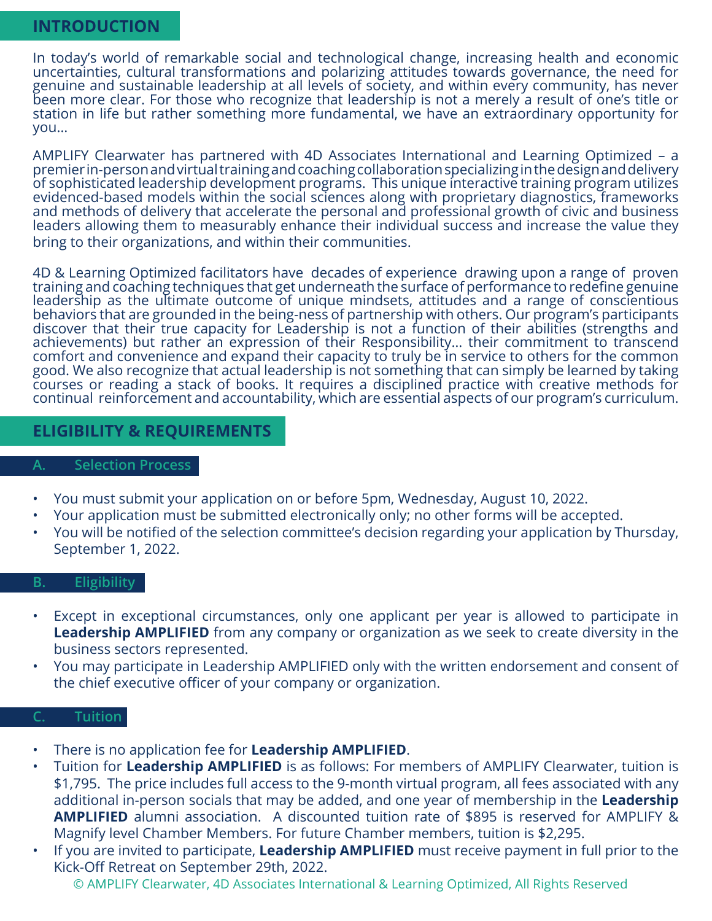## INTRODUCTION

In today's world of remarkable social and technological change, increasing health and economic uncertainties, cultural transformations and polarizing attitudes towards governance, the need for genuine and sustainable leadership at all levels of society, and within every community, has never been more clear. For those who recognize that leadership is not a merely a result of one's title or station in life but rather something more fundamental, we have an extraordinary opportunity for you…

AMPLIFY Clearwater has partnered with 4D Associates International and Learning Optimized – a premier in-person and virtual training and coaching collaboration specializing in the design and delivery of sophisticated leadership development programs. This unique interactive training program utilizes evidenced-based models within the social sciences along with proprietary diagnostics, frameworks and methods of delivery that accelerate the personal and professional growth of civic and business leaders allowing them to measurably enhance their individual success and increase the value they bring to their organizations, and within their communities.

4D & Learning Optimized facilitators have decades of experience drawing upon a range of proven training and coaching techniques that get underneath the surface of performance to redefine genuine leadership as the ultimate outcome of unique mindsets, attitudes and a range of conscientious behaviors that are grounded in the being-ness of partnership with others. Our program's participants discover that their true capacity for Leadership is not a function of their abilities (strengths and achievements) but rather an expression of their Responsibility… their commitment to transcend comfort and convenience and expand their capacity to truly be in service to others for the common good. We also recognize that actual leadership is not something that can simply be learned by taking courses or reading a stack of books. It requires a disciplined practice with creative methods for continual reinforcement and accountability, which are essential aspects of our program's curriculum.

## ELIGIBILITY & REQUIREMENTS

### A. Selection Process

- You must submit your application on or before 5pm, Wednesday, August 10, 2022.
- Your application must be submitted electronically only; no other forms will be accepted.
- You will be notified of the selection committee's decision regarding your application by Thursday, September 1, 2022.

### B. Eligibility

- Except in exceptional circumstances, only one applicant per year is allowed to participate in **Leadership AMPLIFIED** from any company or organization as we seek to create diversity in the business sectors represented.
- You may participate in Leadership AMPLIFIED only with the written endorsement and consent of the chief executive officer of your company or organization.

### C. Tuition

- There is no application fee for **Leadership AMPLIFIED**.
- Tuition for **Leadership AMPLIFIED** is as follows: For members of AMPLIFY Clearwater, tuition is $1,795. The price includes full access to the 9-month virtual program, all fees associated with any additional in-person socials that may be added, and one year of membership in the **Leadership AMPLIFIED** alumni association. A discounted tuition rate of $895 is reserved for AMPLIFY & Magnify level Chamber Members. For future Chamber members, tuition is $2,295.
- If you are invited to participate, **Leadership AMPLIFIED** must receive payment in full prior to the Kick-Off Retreat on September 29th, 2022.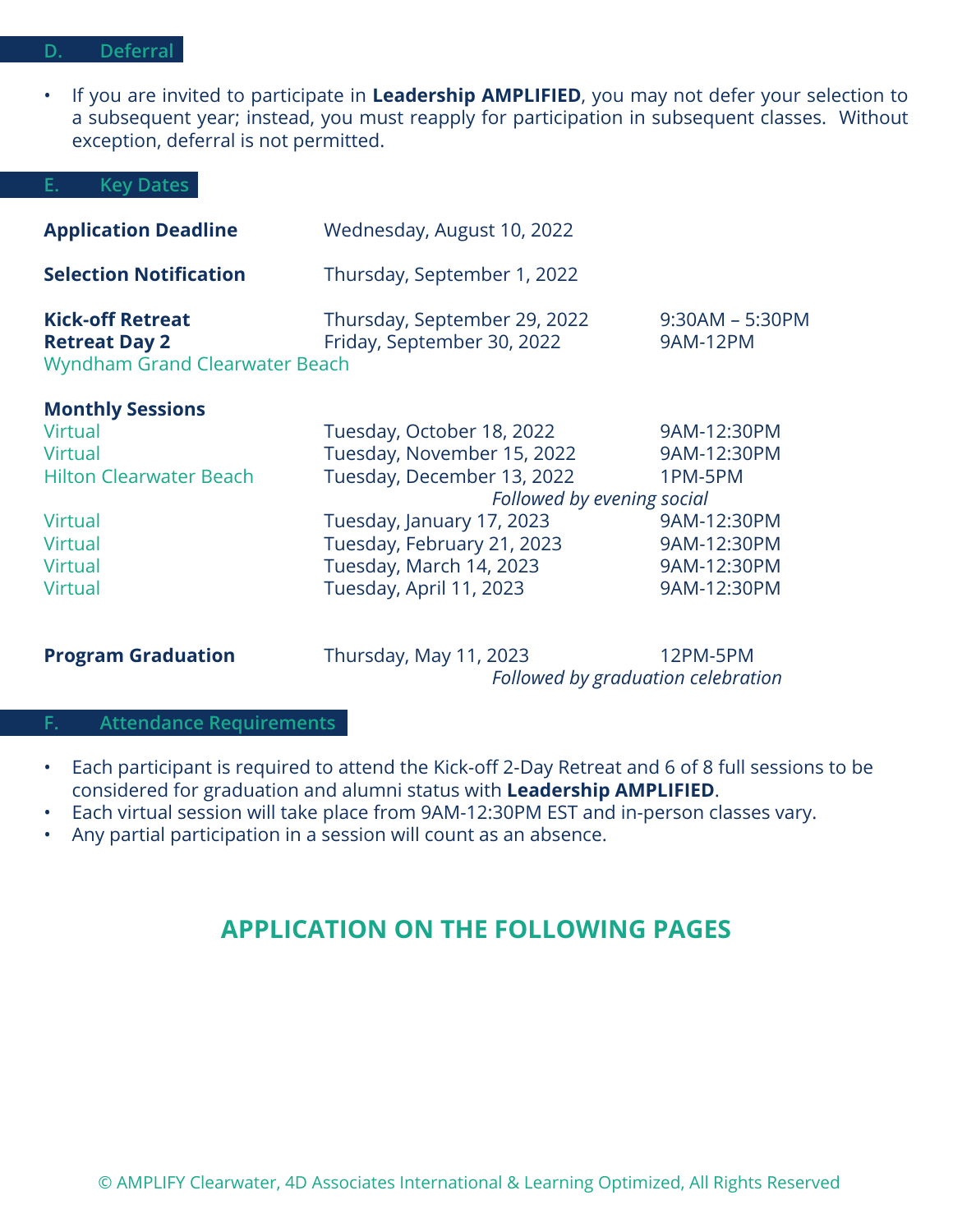## D. Deferral

- If you are invited to participate in **Leadership AMPLIFIED**, you may not defer your selection to a subsequent year; instead, you must reapply for participation in subsequent classes. Without exception, deferral is not permitted.

## E. Key Dates

| | | |
|---|---|---|
| **Application Deadline** | Wednesday, August 10, 2022 | |
| **Selection Notification** | Thursday, September 1, 2022 | |
| **Kick-off Retreat** | Thursday, September 29, 2022 | 9:30AM – 5:30PM |
| **Retreat Day 2** | Friday, September 30, 2022 | 9AM-12PM |
| Wyndham Grand Clearwater Beach | | |
| **Monthly Sessions** | | |
| Virtual | Tuesday, October 18, 2022 | 9AM-12:30PM |
| Virtual | Tuesday, November 15, 2022 | 9AM-12:30PM |
| Hilton Clearwater Beach | Tuesday, December 13, 2022 | 1PM-5PM |
| | *Followed by evening social* | |
| Virtual | Tuesday, January 17, 2023 | 9AM-12:30PM |
| Virtual | Tuesday, February 21, 2023 | 9AM-12:30PM |
| Virtual | Tuesday, March 14, 2023 | 9AM-12:30PM |
| Virtual | Tuesday, April 11, 2023 | 9AM-12:30PM |
| **Program Graduation** | Thursday, May 11, 2023 | 12PM-5PM |
| | *Followed by graduation celebration* | |

## F. Attendance Requirements

- Each participant is required to attend the Kick-off 2-Day Retreat and 6 of 8 full sessions to be considered for graduation and alumni status with **Leadership AMPLIFIED**.
- Each virtual session will take place from 9AM-12:30PM EST and in-person classes vary.
- Any partial participation in a session will count as an absence.

## APPLICATION ON THE FOLLOWING PAGES

© AMPLIFY Clearwater, 4D Associates International & Learning Optimized, All Rights Reserved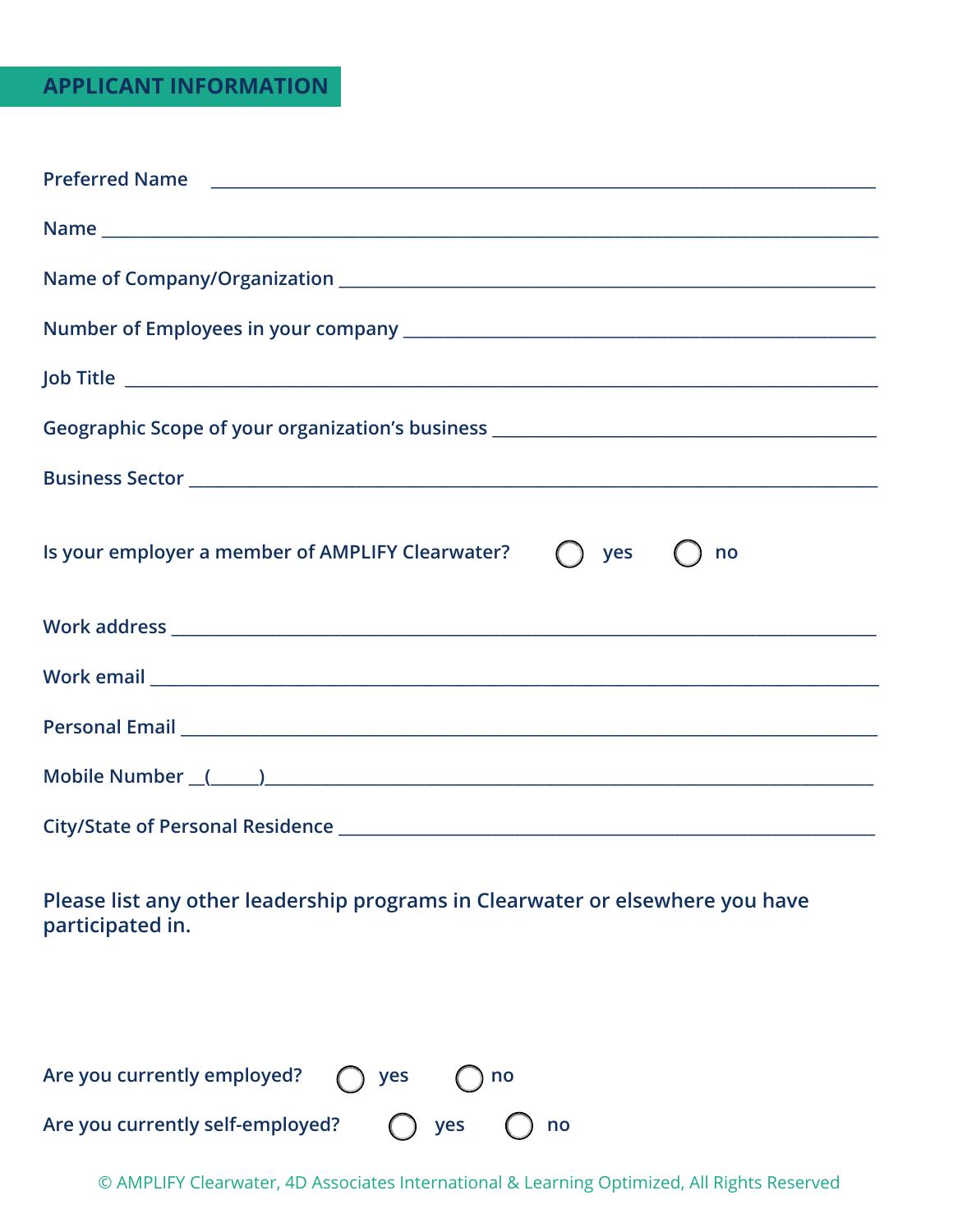## APPLICANT INFORMATION

Preferred Name ____________________________________________________________

Name ____________________________________________________________

Name of Company/Organization ____________________________________________________________

Number of Employees in your company ____________________________________________________________

Job Title ____________________________________________________________

Geographic Scope of your organization's business ____________________________________________________________

Business Sector ____________________________________________________________

Is your employer a member of AMPLIFY Clearwater? ◯ yes ◯ no

Work address ____________________________________________________________

Work email ____________________________________________________________

Personal Email ____________________________________________________________

Mobile Number __(_____)____________________________________________________________

City/State of Personal Residence ____________________________________________________________

Please list any other leadership programs in Clearwater or elsewhere you have participated in.

Are you currently employed? ◯ yes ◯ no

Are you currently self-employed? ◯ yes ◯ no

© AMPLIFY Clearwater, 4D Associates International & Learning Optimized, All Rights Reserved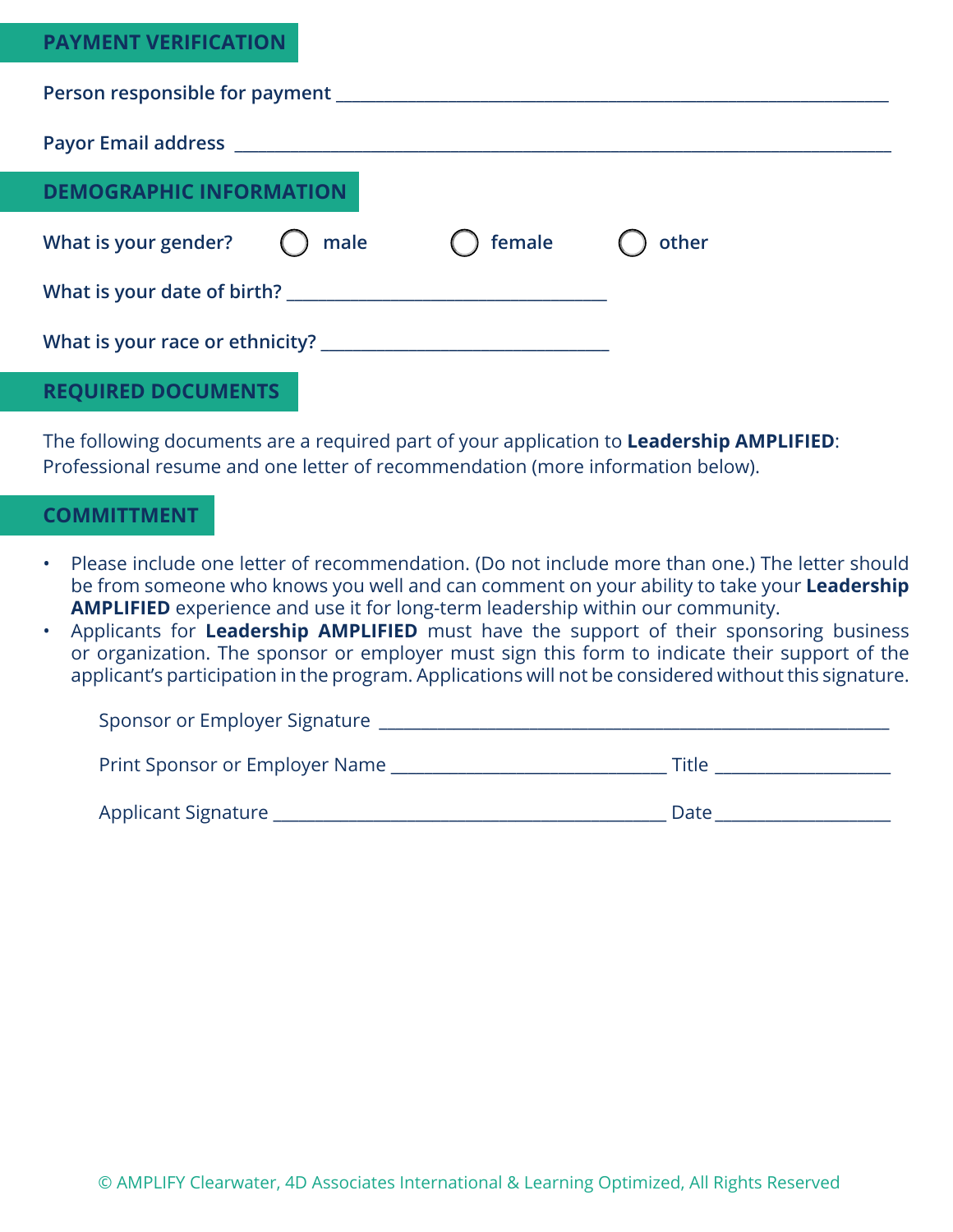## PAYMENT VERIFICATION

Person responsible for payment ___________________________________________

Payor Email address ___________________________________________

## DEMOGRAPHIC INFORMATION

What is your gender? ○ male ○ female ○ other

What is your date of birth? ______________________

What is your race or ethnicity? ______________________

## REQUIRED DOCUMENTS

The following documents are a required part of your application to **Leadership AMPLIFIED**: Professional resume and one letter of recommendation (more information below).

## COMMITTMENT

- Please include one letter of recommendation. (Do not include more than one.) The letter should be from someone who knows you well and can comment on your ability to take your **Leadership AMPLIFIED** experience and use it for long-term leadership within our community.
- Applicants for **Leadership AMPLIFIED** must have the support of their sponsoring business or organization. The sponsor or employer must sign this form to indicate their support of the applicant's participation in the program. Applications will not be considered without this signature.

Sponsor or Employer Signature ___________________________________________

Print Sponsor or Employer Name ______________________ Title ______________

Applicant Signature ______________________________ Date ______________

© AMPLIFY Clearwater, 4D Associates International & Learning Optimized, All Rights Reserved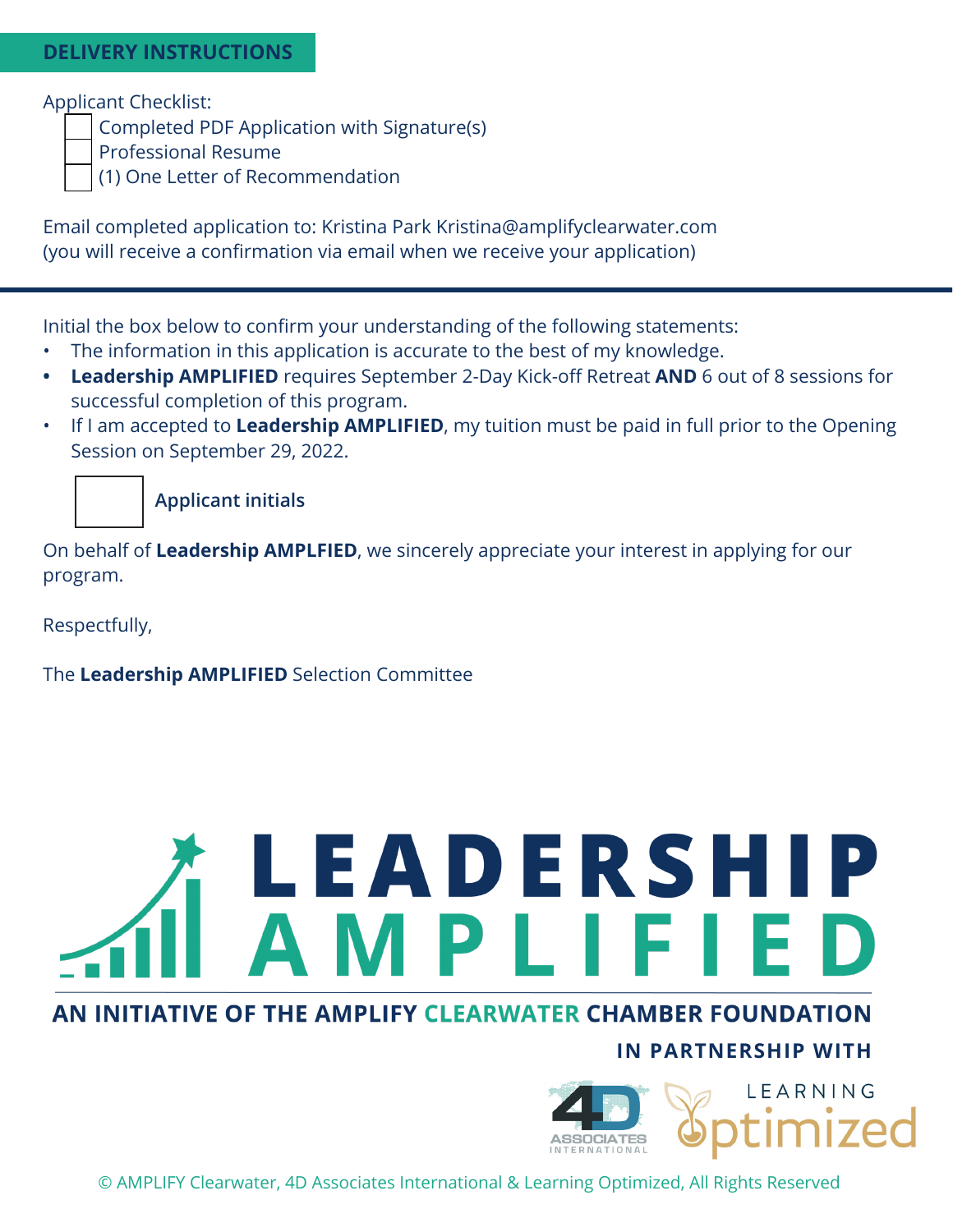## DELIVERY INSTRUCTIONS

Applicant Checklist:

- [ ] Completed PDF Application with Signature(s)
- [ ] Professional Resume
- [ ] (1) One Letter of Recommendation

Email completed application to: Kristina Park Kristina@amplifyclearwater.com
(you will receive a confirmation via email when we receive your application)

---

Initial the box below to confirm your understanding of the following statements:

- The information in this application is accurate to the best of my knowledge.
- **Leadership AMPLIFIED** requires September 2-Day Kick-off Retreat **AND** 6 out of 8 sessions for successful completion of this program.
- If I am accepted to **Leadership AMPLIFIED**, my tuition must be paid in full prior to the Opening Session on September 29, 2022.

☐ **Applicant initials**

On behalf of **Leadership AMPLFIED**, we sincerely appreciate your interest in applying for our program.

Respectfully,

The **Leadership AMPLIFIED** Selection Committee

# LEADERSHIP AMPLIFIED

**AN INITIATIVE OF THE AMPLIFY CLEARWATER CHAMBER FOUNDATION**

**IN PARTNERSHIP WITH**

4D ASSOCIATES INTERNATIONAL

LEARNING optimized

© AMPLIFY Clearwater, 4D Associates International & Learning Optimized, All Rights Reserved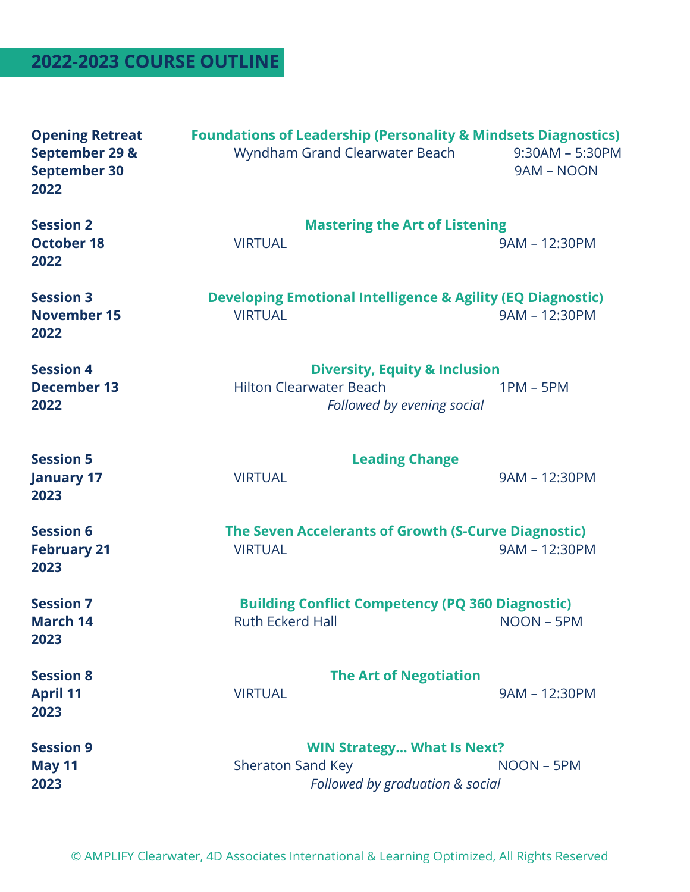## 2022-2023 COURSE OUTLINE

**Opening Retreat**
**September 29 &**
**September 30**
**2022**

**Foundations of Leadership (Personality & Mindsets Diagnostics)**
Wyndham Grand Clearwater Beach — 9:30AM – 5:30PM
9AM – NOON

**Session 2**
**October 18**
**2022**

**Mastering the Art of Listening**
VIRTUAL — 9AM – 12:30PM

**Session 3**
**November 15**
**2022**

**Developing Emotional Intelligence & Agility (EQ Diagnostic)**
VIRTUAL — 9AM – 12:30PM

**Session 4**
**December 13**
**2022**

**Diversity, Equity & Inclusion**
Hilton Clearwater Beach — 1PM – 5PM
*Followed by evening social*

**Session 5**
**January 17**
**2023**

**Leading Change**
VIRTUAL — 9AM – 12:30PM

**Session 6**
**February 21**
**2023**

**The Seven Accelerants of Growth (S-Curve Diagnostic)**
VIRTUAL — 9AM – 12:30PM

**Session 7**
**March 14**
**2023**

**Building Conflict Competency (PQ 360 Diagnostic)**
Ruth Eckerd Hall — NOON – 5PM

**Session 8**
**April 11**
**2023**

**The Art of Negotiation**
VIRTUAL — 9AM – 12:30PM

**Session 9**
**May 11**
**2023**

**WIN Strategy… What Is Next?**
Sheraton Sand Key — NOON – 5PM
*Followed by graduation & social*

© AMPLIFY Clearwater, 4D Associates International & Learning Optimized, All Rights Reserved